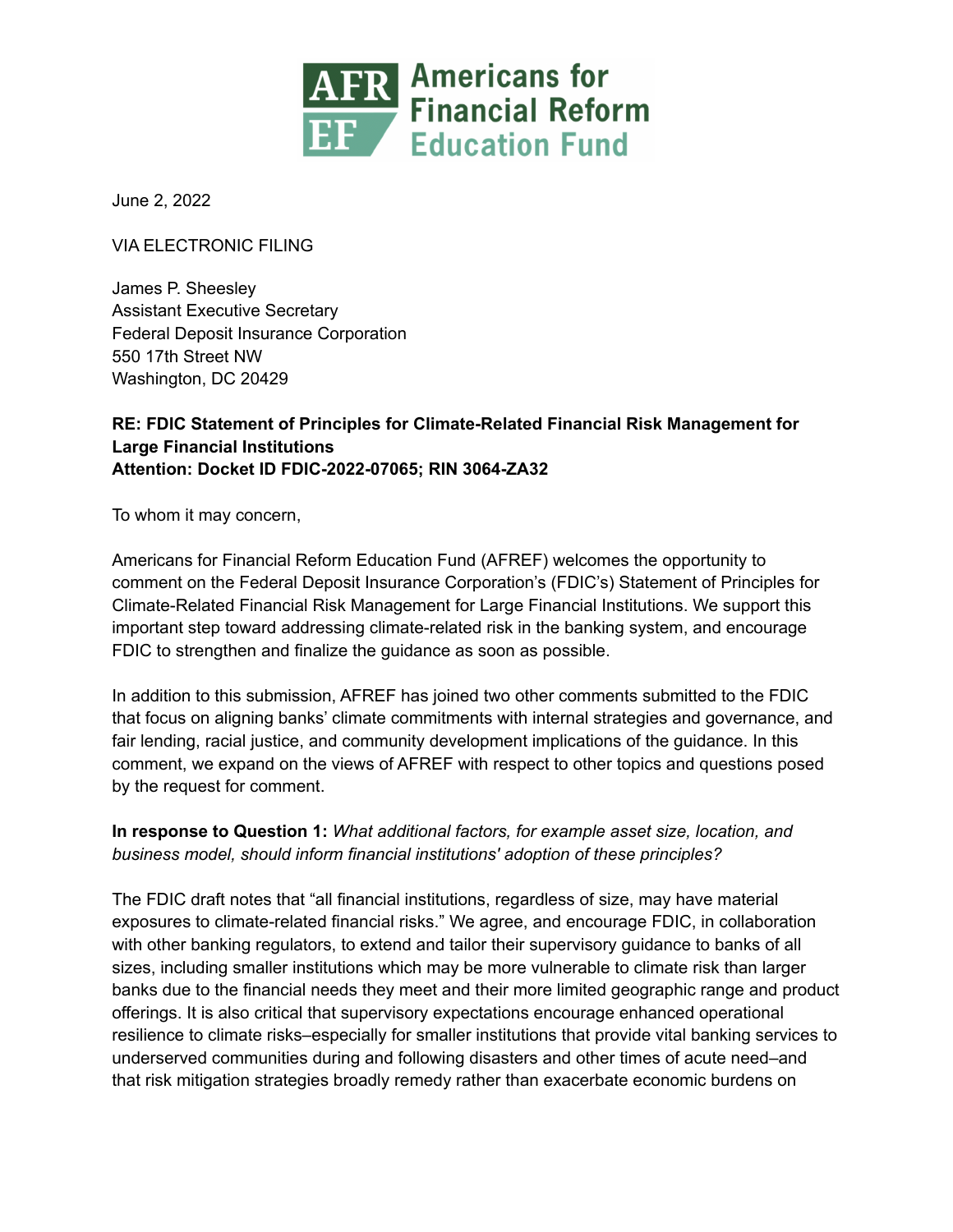June 2, 2022

VIA ELECTRONIC FILING

James P. Sheesley
Assistant Executive Secretary
Federal Deposit Insurance Corporation
550 17th Street NW
Washington, DC 20429

**RE: FDIC Statement of Principles for Climate-Related Financial Risk Management for Large Financial Institutions**
**Attention: Docket ID FDIC-2022-07065; RIN 3064-ZA32**

To whom it may concern,

Americans for Financial Reform Education Fund (AFREF) welcomes the opportunity to comment on the Federal Deposit Insurance Corporation's (FDIC's) Statement of Principles for Climate-Related Financial Risk Management for Large Financial Institutions. We support this important step toward addressing climate-related risk in the banking system, and encourage FDIC to strengthen and finalize the guidance as soon as possible.

In addition to this submission, AFREF has joined two other comments submitted to the FDIC that focus on aligning banks' climate commitments with internal strategies and governance, and fair lending, racial justice, and community development implications of the guidance. In this comment, we expand on the views of AFREF with respect to other topics and questions posed by the request for comment.

**In response to Question 1:** *What additional factors, for example asset size, location, and business model, should inform financial institutions' adoption of these principles?*

The FDIC draft notes that "all financial institutions, regardless of size, may have material exposures to climate-related financial risks." We agree, and encourage FDIC, in collaboration with other banking regulators, to extend and tailor their supervisory guidance to banks of all sizes, including smaller institutions which may be more vulnerable to climate risk than larger banks due to the financial needs they meet and their more limited geographic range and product offerings. It is also critical that supervisory expectations encourage enhanced operational resilience to climate risks–especially for smaller institutions that provide vital banking services to underserved communities during and following disasters and other times of acute need–and that risk mitigation strategies broadly remedy rather than exacerbate economic burdens on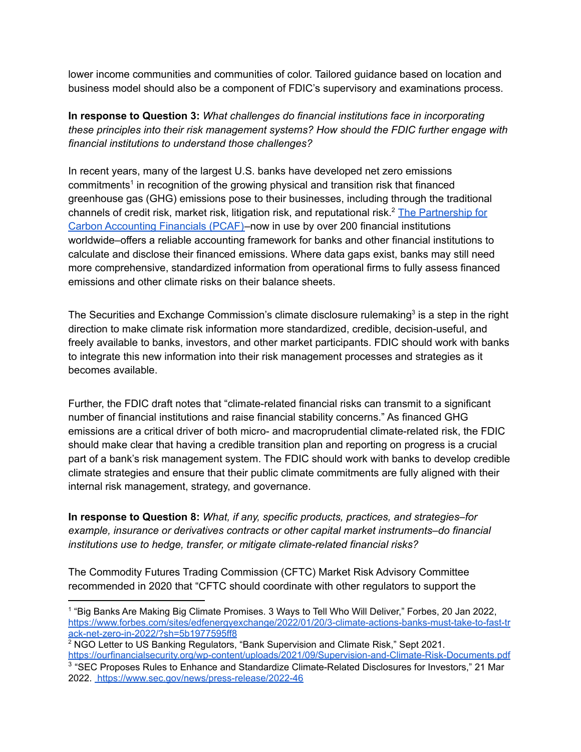lower income communities and communities of color. Tailored guidance based on location and business model should also be a component of FDIC's supervisory and examinations process.

**In response to Question 3:** *What challenges do financial institutions face in incorporating these principles into their risk management systems? How should the FDIC further engage with financial institutions to understand those challenges?*

In recent years, many of the largest U.S. banks have developed net zero emissions commitments[1] in recognition of the growing physical and transition risk that financed greenhouse gas (GHG) emissions pose to their businesses, including through the traditional channels of credit risk, market risk, litigation risk, and reputational risk.[2] [The Partnership for Carbon Accounting Financials (PCAF)](#)–now in use by over 200 financial institutions worldwide–offers a reliable accounting framework for banks and other financial institutions to calculate and disclose their financed emissions. Where data gaps exist, banks may still need more comprehensive, standardized information from operational firms to fully assess financed emissions and other climate risks on their balance sheets.

The Securities and Exchange Commission's climate disclosure rulemaking[3] is a step in the right direction to make climate risk information more standardized, credible, decision-useful, and freely available to banks, investors, and other market participants. FDIC should work with banks to integrate this new information into their risk management processes and strategies as it becomes available.

Further, the FDIC draft notes that "climate-related financial risks can transmit to a significant number of financial institutions and raise financial stability concerns." As financed GHG emissions are a critical driver of both micro- and macroprudential climate-related risk, the FDIC should make clear that having a credible transition plan and reporting on progress is a crucial part of a bank's risk management system. The FDIC should work with banks to develop credible climate strategies and ensure that their public climate commitments are fully aligned with their internal risk management, strategy, and governance.

**In response to Question 8:** *What, if any, specific products, practices, and strategies–for example, insurance or derivatives contracts or other capital market instruments–do financial institutions use to hedge, transfer, or mitigate climate-related financial risks?*

The Commodity Futures Trading Commission (CFTC) Market Risk Advisory Committee recommended in 2020 that "CFTC should coordinate with other regulators to support the

---

[1] "Big Banks Are Making Big Climate Promises. 3 Ways to Tell Who Will Deliver," Forbes, 20 Jan 2022, https://www.forbes.com/sites/edfenergyexchange/2022/01/20/3-climate-actions-banks-must-take-to-fast-track-net-zero-in-2022/?sh=5b1977595ff8

[2] NGO Letter to US Banking Regulators, "Bank Supervision and Climate Risk," Sept 2021. https://ourfinancialsecurity.org/wp-content/uploads/2021/09/Supervision-and-Climate-Risk-Documents.pdf

[3] "SEC Proposes Rules to Enhance and Standardize Climate-Related Disclosures for Investors," 21 Mar 2022. https://www.sec.gov/news/press-release/2022-46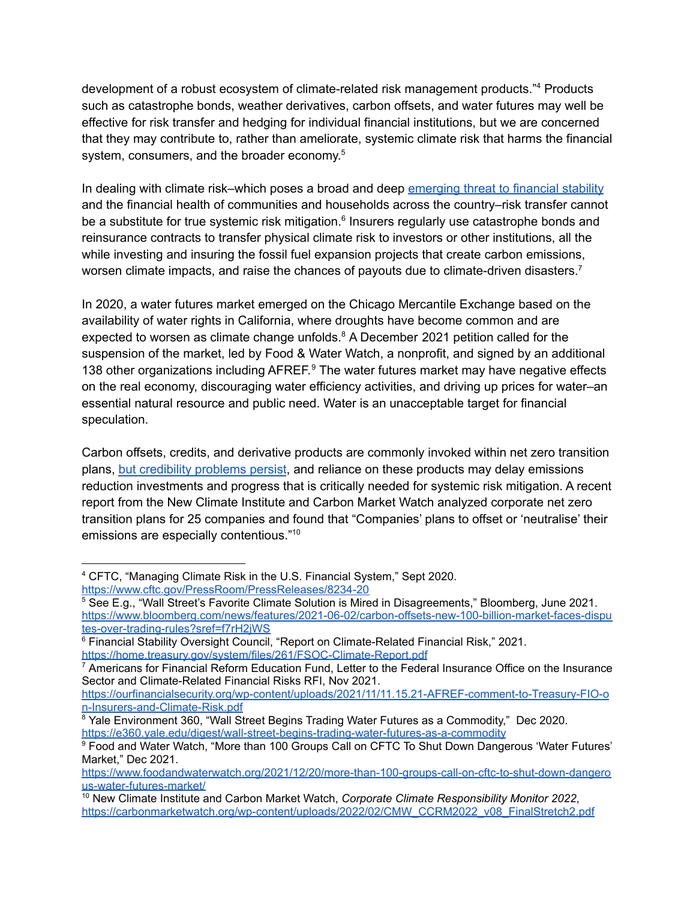development of a robust ecosystem of climate-related risk management products."[4] Products such as catastrophe bonds, weather derivatives, carbon offsets, and water futures may well be effective for risk transfer and hedging for individual financial institutions, but we are concerned that they may contribute to, rather than ameliorate, systemic climate risk that harms the financial system, consumers, and the broader economy.[5]

In dealing with climate risk–which poses a broad and deep emerging threat to financial stability and the financial health of communities and households across the country–risk transfer cannot be a substitute for true systemic risk mitigation.[6] Insurers regularly use catastrophe bonds and reinsurance contracts to transfer physical climate risk to investors or other institutions, all the while investing and insuring the fossil fuel expansion projects that create carbon emissions, worsen climate impacts, and raise the chances of payouts due to climate-driven disasters.[7]

In 2020, a water futures market emerged on the Chicago Mercantile Exchange based on the availability of water rights in California, where droughts have become common and are expected to worsen as climate change unfolds.[8] A December 2021 petition called for the suspension of the market, led by Food & Water Watch, a nonprofit, and signed by an additional 138 other organizations including AFREF.[9] The water futures market may have negative effects on the real economy, discouraging water efficiency activities, and driving up prices for water–an essential natural resource and public need. Water is an unacceptable target for financial speculation.

Carbon offsets, credits, and derivative products are commonly invoked within net zero transition plans, but credibility problems persist, and reliance on these products may delay emissions reduction investments and progress that is critically needed for systemic risk mitigation. A recent report from the New Climate Institute and Carbon Market Watch analyzed corporate net zero transition plans for 25 companies and found that "Companies' plans to offset or 'neutralise' their emissions are especially contentious."[10]

---

[4] CFTC, "Managing Climate Risk in the U.S. Financial System," Sept 2020. https://www.cftc.gov/PressRoom/PressReleases/8234-20

[5] See E.g., "Wall Street's Favorite Climate Solution is Mired in Disagreements," Bloomberg, June 2021. https://www.bloomberg.com/news/features/2021-06-02/carbon-offsets-new-100-billion-market-faces-disputes-over-trading-rules?sref=f7rH2jWS

[6] Financial Stability Oversight Council, "Report on Climate-Related Financial Risk," 2021. https://home.treasury.gov/system/files/261/FSOC-Climate-Report.pdf

[7] Americans for Financial Reform Education Fund, Letter to the Federal Insurance Office on the Insurance Sector and Climate-Related Financial Risks RFI, Nov 2021. https://ourfinancialsecurity.org/wp-content/uploads/2021/11/11.15.21-AFREF-comment-to-Treasury-FIO-on-Insurers-and-Climate-Risk.pdf

[8] Yale Environment 360, "Wall Street Begins Trading Water Futures as a Commodity," Dec 2020. https://e360.yale.edu/digest/wall-street-begins-trading-water-futures-as-a-commodity

[9] Food and Water Watch, "More than 100 Groups Call on CFTC To Shut Down Dangerous 'Water Futures' Market," Dec 2021. https://www.foodandwaterwatch.org/2021/12/20/more-than-100-groups-call-on-cftc-to-shut-down-dangerous-water-futures-market/

[10] New Climate Institute and Carbon Market Watch, *Corporate Climate Responsibility Monitor 2022*, https://carbonmarketwatch.org/wp-content/uploads/2022/02/CMW_CCRM2022_v08_FinalStretch2.pdf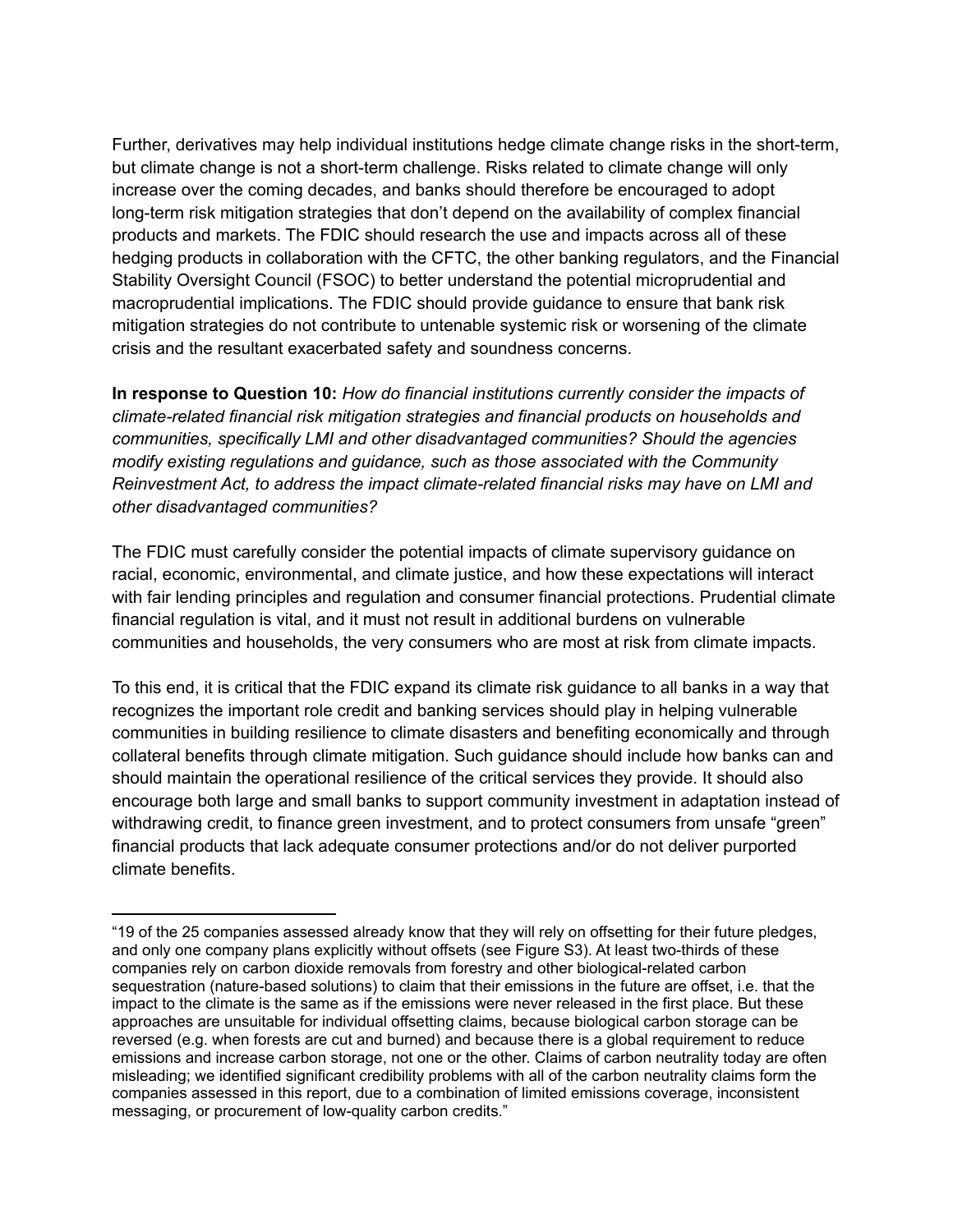Further, derivatives may help individual institutions hedge climate change risks in the short-term, but climate change is not a short-term challenge. Risks related to climate change will only increase over the coming decades, and banks should therefore be encouraged to adopt long-term risk mitigation strategies that don't depend on the availability of complex financial products and markets. The FDIC should research the use and impacts across all of these hedging products in collaboration with the CFTC, the other banking regulators, and the Financial Stability Oversight Council (FSOC) to better understand the potential microprudential and macroprudential implications. The FDIC should provide guidance to ensure that bank risk mitigation strategies do not contribute to untenable systemic risk or worsening of the climate crisis and the resultant exacerbated safety and soundness concerns.

**In response to Question 10:** *How do financial institutions currently consider the impacts of climate-related financial risk mitigation strategies and financial products on households and communities, specifically LMI and other disadvantaged communities? Should the agencies modify existing regulations and guidance, such as those associated with the Community Reinvestment Act, to address the impact climate-related financial risks may have on LMI and other disadvantaged communities?*

The FDIC must carefully consider the potential impacts of climate supervisory guidance on racial, economic, environmental, and climate justice, and how these expectations will interact with fair lending principles and regulation and consumer financial protections. Prudential climate financial regulation is vital, and it must not result in additional burdens on vulnerable communities and households, the very consumers who are most at risk from climate impacts.

To this end, it is critical that the FDIC expand its climate risk guidance to all banks in a way that recognizes the important role credit and banking services should play in helping vulnerable communities in building resilience to climate disasters and benefiting economically and through collateral benefits through climate mitigation. Such guidance should include how banks can and should maintain the operational resilience of the critical services they provide. It should also encourage both large and small banks to support community investment in adaptation instead of withdrawing credit, to finance green investment, and to protect consumers from unsafe "green" financial products that lack adequate consumer protections and/or do not deliver purported climate benefits.

---

"19 of the 25 companies assessed already know that they will rely on offsetting for their future pledges, and only one company plans explicitly without offsets (see Figure S3). At least two-thirds of these companies rely on carbon dioxide removals from forestry and other biological-related carbon sequestration (nature-based solutions) to claim that their emissions in the future are offset, i.e. that the impact to the climate is the same as if the emissions were never released in the first place. But these approaches are unsuitable for individual offsetting claims, because biological carbon storage can be reversed (e.g. when forests are cut and burned) and because there is a global requirement to reduce emissions and increase carbon storage, not one or the other. Claims of carbon neutrality today are often misleading; we identified significant credibility problems with all of the carbon neutrality claims form the companies assessed in this report, due to a combination of limited emissions coverage, inconsistent messaging, or procurement of low-quality carbon credits."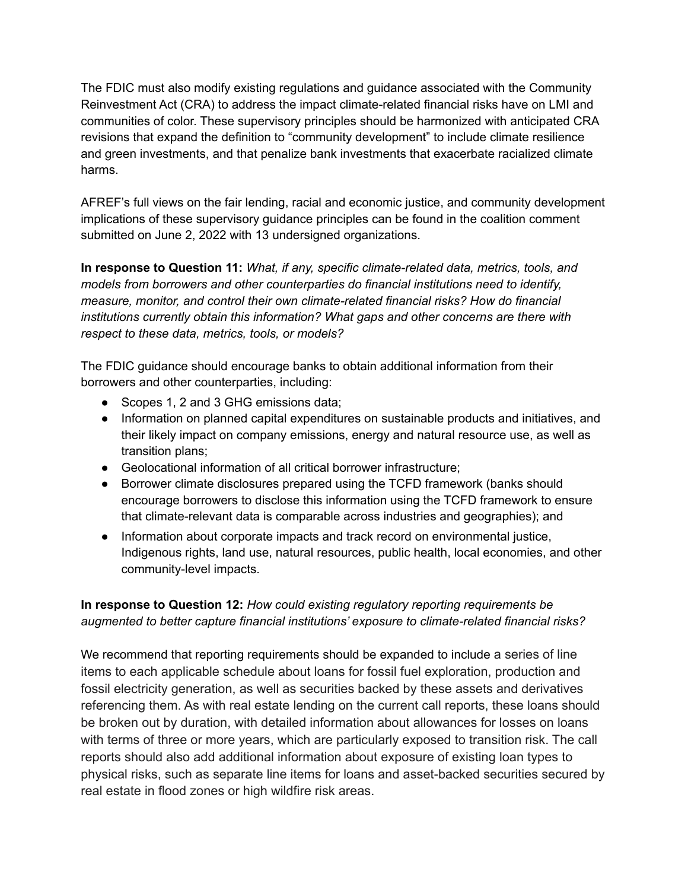The FDIC must also modify existing regulations and guidance associated with the Community Reinvestment Act (CRA) to address the impact climate-related financial risks have on LMI and communities of color. These supervisory principles should be harmonized with anticipated CRA revisions that expand the definition to "community development" to include climate resilience and green investments, and that penalize bank investments that exacerbate racialized climate harms.

AFREF's full views on the fair lending, racial and economic justice, and community development implications of these supervisory guidance principles can be found in the coalition comment submitted on June 2, 2022 with 13 undersigned organizations.

**In response to Question 11:** *What, if any, specific climate-related data, metrics, tools, and models from borrowers and other counterparties do financial institutions need to identify, measure, monitor, and control their own climate-related financial risks? How do financial institutions currently obtain this information? What gaps and other concerns are there with respect to these data, metrics, tools, or models?*

The FDIC guidance should encourage banks to obtain additional information from their borrowers and other counterparties, including:

- Scopes 1, 2 and 3 GHG emissions data;
- Information on planned capital expenditures on sustainable products and initiatives, and their likely impact on company emissions, energy and natural resource use, as well as transition plans;
- Geolocational information of all critical borrower infrastructure;
- Borrower climate disclosures prepared using the TCFD framework (banks should encourage borrowers to disclose this information using the TCFD framework to ensure that climate-relevant data is comparable across industries and geographies); and
- Information about corporate impacts and track record on environmental justice, Indigenous rights, land use, natural resources, public health, local economies, and other community-level impacts.

**In response to Question 12:** *How could existing regulatory reporting requirements be augmented to better capture financial institutions' exposure to climate-related financial risks?*

We recommend that reporting requirements should be expanded to include a series of line items to each applicable schedule about loans for fossil fuel exploration, production and fossil electricity generation, as well as securities backed by these assets and derivatives referencing them. As with real estate lending on the current call reports, these loans should be broken out by duration, with detailed information about allowances for losses on loans with terms of three or more years, which are particularly exposed to transition risk. The call reports should also add additional information about exposure of existing loan types to physical risks, such as separate line items for loans and asset-backed securities secured by real estate in flood zones or high wildfire risk areas.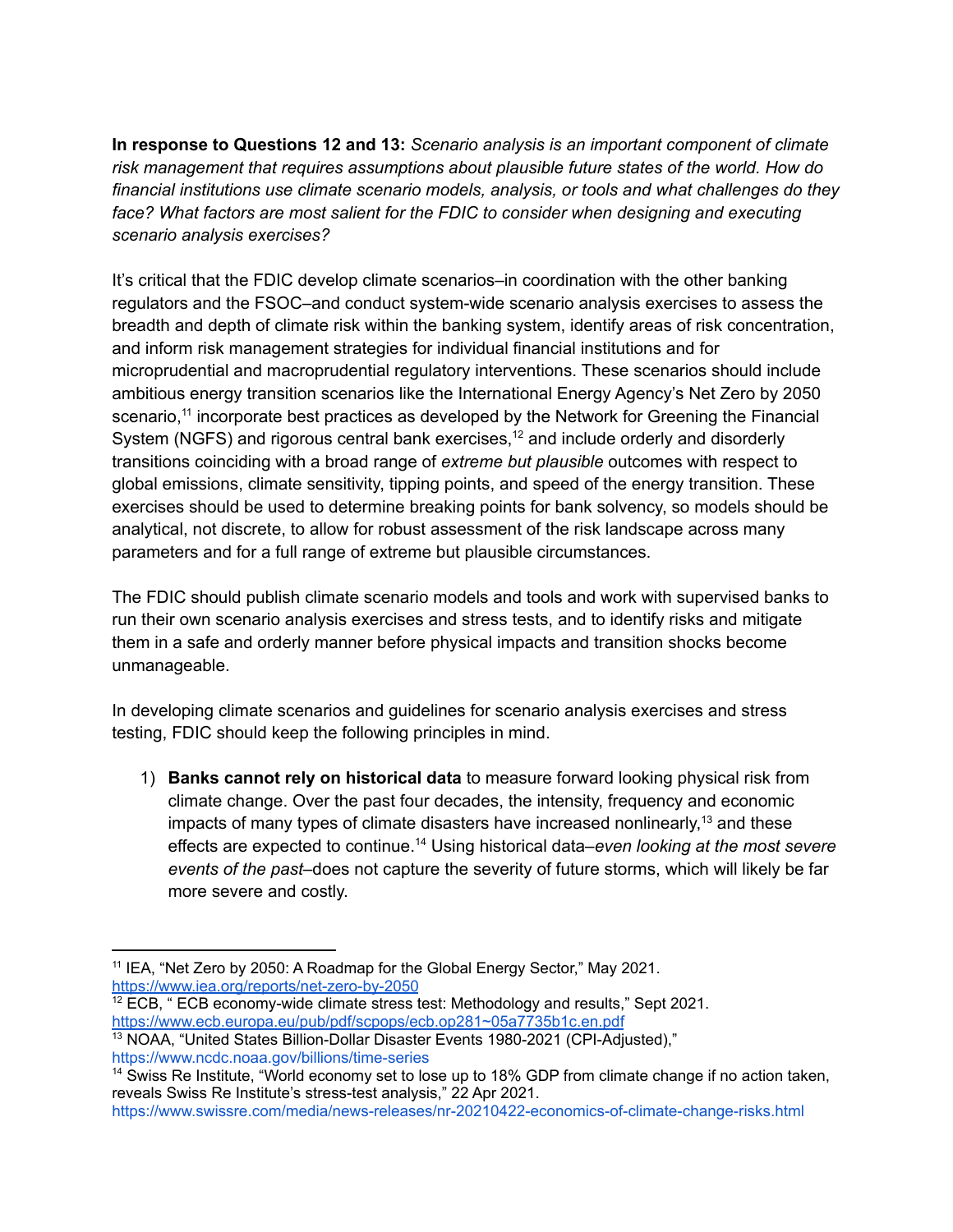**In response to Questions 12 and 13:** *Scenario analysis is an important component of climate risk management that requires assumptions about plausible future states of the world. How do financial institutions use climate scenario models, analysis, or tools and what challenges do they face? What factors are most salient for the FDIC to consider when designing and executing scenario analysis exercises?*

It's critical that the FDIC develop climate scenarios–in coordination with the other banking regulators and the FSOC–and conduct system-wide scenario analysis exercises to assess the breadth and depth of climate risk within the banking system, identify areas of risk concentration, and inform risk management strategies for individual financial institutions and for microprudential and macroprudential regulatory interventions. These scenarios should include ambitious energy transition scenarios like the International Energy Agency's Net Zero by 2050 scenario,[11] incorporate best practices as developed by the Network for Greening the Financial System (NGFS) and rigorous central bank exercises,[12] and include orderly and disorderly transitions coinciding with a broad range of *extreme but plausible* outcomes with respect to global emissions, climate sensitivity, tipping points, and speed of the energy transition. These exercises should be used to determine breaking points for bank solvency, so models should be analytical, not discrete, to allow for robust assessment of the risk landscape across many parameters and for a full range of extreme but plausible circumstances.

The FDIC should publish climate scenario models and tools and work with supervised banks to run their own scenario analysis exercises and stress tests, and to identify risks and mitigate them in a safe and orderly manner before physical impacts and transition shocks become unmanageable.

In developing climate scenarios and guidelines for scenario analysis exercises and stress testing, FDIC should keep the following principles in mind.

1) **Banks cannot rely on historical data** to measure forward looking physical risk from climate change. Over the past four decades, the intensity, frequency and economic impacts of many types of climate disasters have increased nonlinearly,[13] and these effects are expected to continue.[14] Using historical data–*even looking at the most severe events of the past*–does not capture the severity of future storms, which will likely be far more severe and costly.

---

[11] IEA, "Net Zero by 2050: A Roadmap for the Global Energy Sector," May 2021. https://www.iea.org/reports/net-zero-by-2050

[12] ECB, " ECB economy-wide climate stress test: Methodology and results," Sept 2021. https://www.ecb.europa.eu/pub/pdf/scpops/ecb.op281~05a7735b1c.en.pdf

[13] NOAA, "United States Billion-Dollar Disaster Events 1980-2021 (CPI-Adjusted)," https://www.ncdc.noaa.gov/billions/time-series

[14] Swiss Re Institute, "World economy set to lose up to 18% GDP from climate change if no action taken, reveals Swiss Re Institute's stress-test analysis," 22 Apr 2021. https://www.swissre.com/media/news-releases/nr-20210422-economics-of-climate-change-risks.html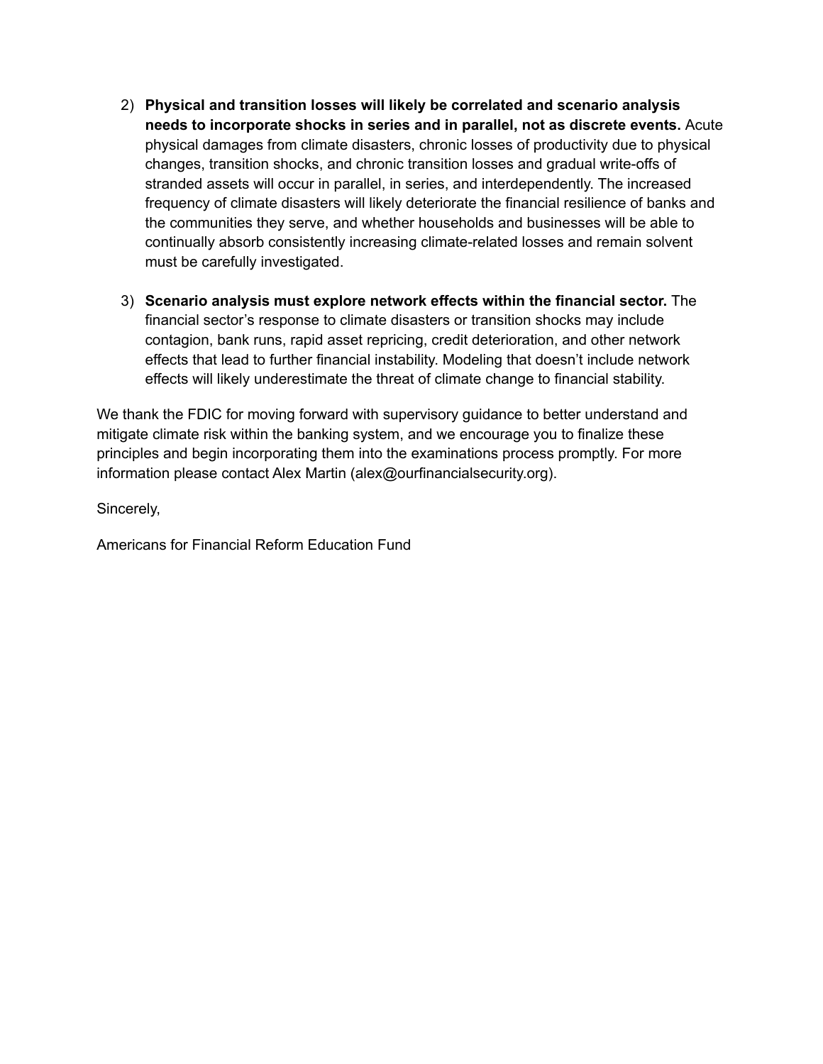2) **Physical and transition losses will likely be correlated and scenario analysis needs to incorporate shocks in series and in parallel, not as discrete events.** Acute physical damages from climate disasters, chronic losses of productivity due to physical changes, transition shocks, and chronic transition losses and gradual write-offs of stranded assets will occur in parallel, in series, and interdependently. The increased frequency of climate disasters will likely deteriorate the financial resilience of banks and the communities they serve, and whether households and businesses will be able to continually absorb consistently increasing climate-related losses and remain solvent must be carefully investigated.

3) **Scenario analysis must explore network effects within the financial sector.** The financial sector's response to climate disasters or transition shocks may include contagion, bank runs, rapid asset repricing, credit deterioration, and other network effects that lead to further financial instability. Modeling that doesn't include network effects will likely underestimate the threat of climate change to financial stability.

We thank the FDIC for moving forward with supervisory guidance to better understand and mitigate climate risk within the banking system, and we encourage you to finalize these principles and begin incorporating them into the examinations process promptly. For more information please contact Alex Martin (alex@ourfinancialsecurity.org).

Sincerely,

Americans for Financial Reform Education Fund